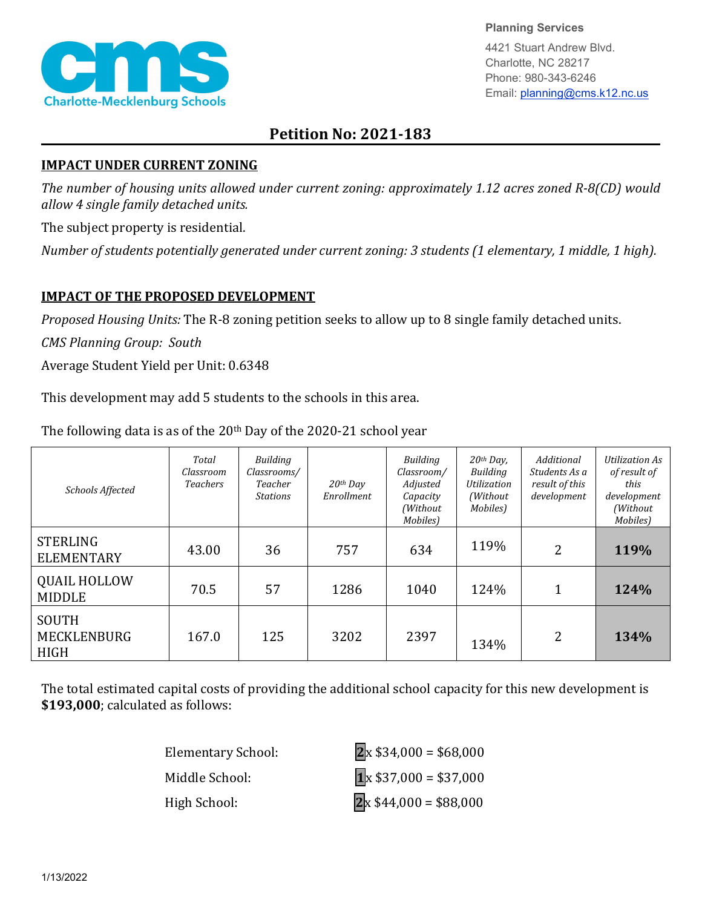Planning Services
4421 Stuart Andrew Blvd.
Charlotte, NC 28217
Phone: 980-343-6246
Email: planning@cms.k12.nc.us

# Petition No: 2021-183

## IMPACT UNDER CURRENT ZONING

*The number of housing units allowed under current zoning: approximately 1.12 acres zoned R-8(CD) would allow 4 single family detached units.*

The subject property is residential.

*Number of students potentially generated under current zoning: 3 students (1 elementary, 1 middle, 1 high).*

## IMPACT OF THE PROPOSED DEVELOPMENT

*Proposed Housing Units:* The R-8 zoning petition seeks to allow up to 8 single family detached units.

*CMS Planning Group:* *South*

Average Student Yield per Unit: 0.6348

This development may add 5 students to the schools in this area.

The following data is as of the 20th Day of the 2020-21 school year

| *Schools Affected* | *Total Classroom Teachers* | *Building Classrooms/ Teacher Stations* | *20th Day Enrollment* | *Building Classroom/ Adjusted Capacity (Without Mobiles)* | *20th Day, Building Utilization (Without Mobiles)* | *Additional Students As a result of this development* | *Utilization As of result of this development (Without Mobiles)* |
|---|---|---|---|---|---|---|---|
| STERLING ELEMENTARY | 43.00 | 36 | 757 | 634 | 119% | 2 | **119%** |
| QUAIL HOLLOW MIDDLE | 70.5 | 57 | 1286 | 1040 | 124% | 1 | **124%** |
| SOUTH MECKLENBURG HIGH | 167.0 | 125 | 3202 | 2397 | 134% | 2 | **134%** |

The total estimated capital costs of providing the additional school capacity for this new development is **$193,000**; calculated as follows:

Elementary School: **2** x $34,000 = $68,000

Middle School: **1** x $37,000 = $37,000

High School: **2** x $44,000 = $88,000

1/13/2022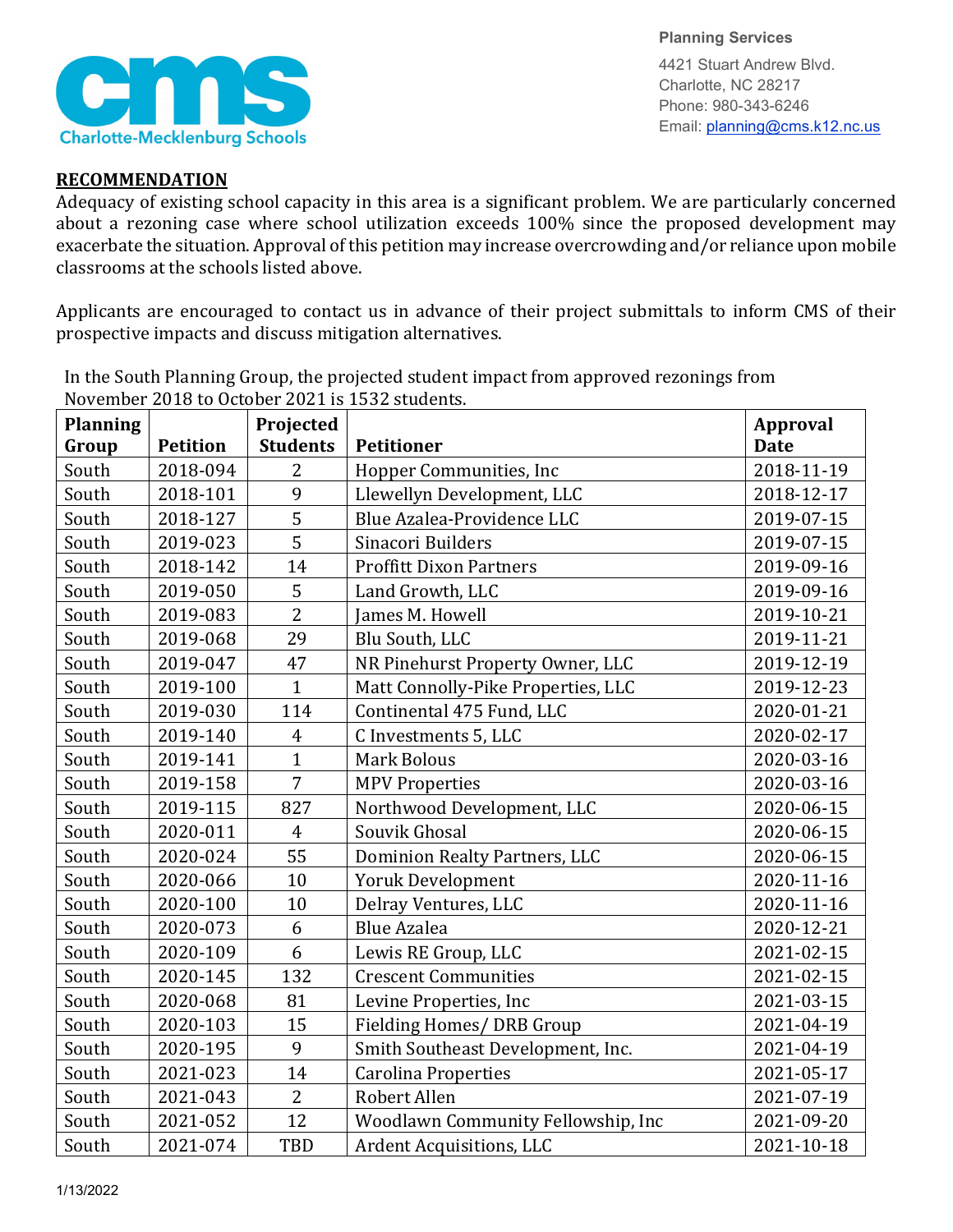**Charlote-Mecklenburg Schools**

Planning Services
4421 Stuart Andrew Blvd.
Charlotte, NC 28217
Phone: 980-343-6246
Email: planning@cms.k12.nc.us

## RECOMMENDATION

Adequacy of existing school capacity in this area is a significant problem. We are particularly concerned about a rezoning case where school utilization exceeds 100% since the proposed development may exacerbate the situation. Approval of this petition may increase overcrowding and/or reliance upon mobile classrooms at the schools listed above.

Applicants are encouraged to contact us in advance of their project submittals to inform CMS of their prospective impacts and discuss mitigation alternatives.

In the South Planning Group, the projected student impact from approved rezonings from November 2018 to October 2021 is 1532 students.

| Planning Group | Petition | Projected Students | Petitioner | Approval Date |
|---|---|---|---|---|
| South | 2018-094 | 2 | Hopper Communities, Inc | 2018-11-19 |
| South | 2018-101 | 9 | Llewellyn Development, LLC | 2018-12-17 |
| South | 2018-127 | 5 | Blue Azalea-Providence LLC | 2019-07-15 |
| South | 2019-023 | 5 | Sinacori Builders | 2019-07-15 |
| South | 2018-142 | 14 | Proffitt Dixon Partners | 2019-09-16 |
| South | 2019-050 | 5 | Land Growth, LLC | 2019-09-16 |
| South | 2019-083 | 2 | James M. Howell | 2019-10-21 |
| South | 2019-068 | 29 | Blu South, LLC | 2019-11-21 |
| South | 2019-047 | 47 | NR Pinehurst Property Owner, LLC | 2019-12-19 |
| South | 2019-100 | 1 | Matt Connolly-Pike Properties, LLC | 2019-12-23 |
| South | 2019-030 | 114 | Continental 475 Fund, LLC | 2020-01-21 |
| South | 2019-140 | 4 | C Investments 5, LLC | 2020-02-17 |
| South | 2019-141 | 1 | Mark Bolous | 2020-03-16 |
| South | 2019-158 | 7 | MPV Properties | 2020-03-16 |
| South | 2019-115 | 827 | Northwood Development, LLC | 2020-06-15 |
| South | 2020-011 | 4 | Souvik Ghosal | 2020-06-15 |
| South | 2020-024 | 55 | Dominion Realty Partners, LLC | 2020-06-15 |
| South | 2020-066 | 10 | Yoruk Development | 2020-11-16 |
| South | 2020-100 | 10 | Delray Ventures, LLC | 2020-11-16 |
| South | 2020-073 | 6 | Blue Azalea | 2020-12-21 |
| South | 2020-109 | 6 | Lewis RE Group, LLC | 2021-02-15 |
| South | 2020-145 | 132 | Crescent Communities | 2021-02-15 |
| South | 2020-068 | 81 | Levine Properties, Inc | 2021-03-15 |
| South | 2020-103 | 15 | Fielding Homes/ DRB Group | 2021-04-19 |
| South | 2020-195 | 9 | Smith Southeast Development, Inc. | 2021-04-19 |
| South | 2021-023 | 14 | Carolina Properties | 2021-05-17 |
| South | 2021-043 | 2 | Robert Allen | 2021-07-19 |
| South | 2021-052 | 12 | Woodlawn Community Fellowship, Inc | 2021-09-20 |
| South | 2021-074 | TBD | Ardent Acquisitions, LLC | 2021-10-18 |

1/13/2022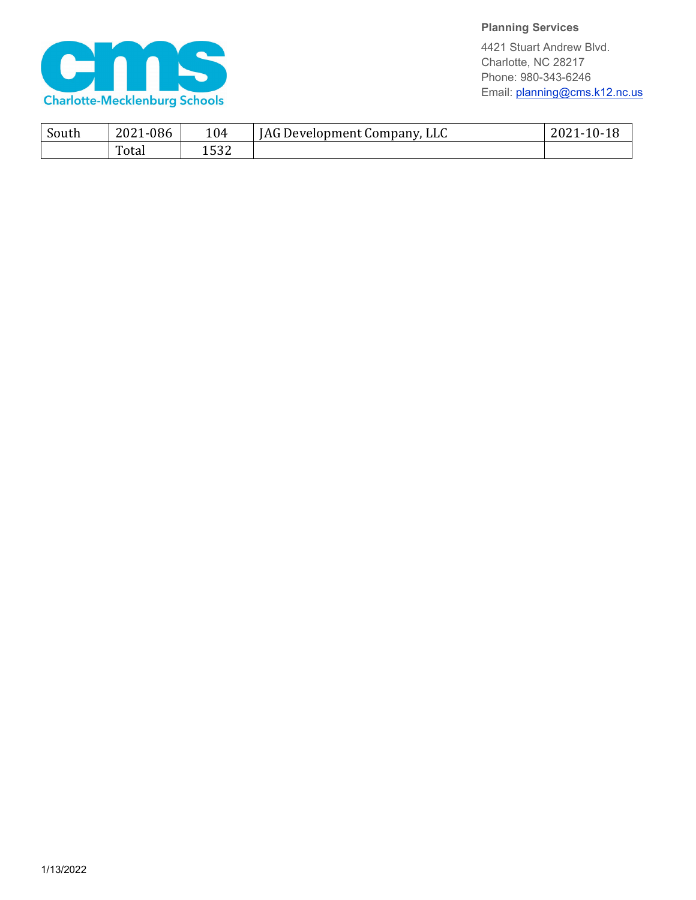Planning Services

4421 Stuart Andrew Blvd.
Charlotte, NC 28217
Phone: 980-343-6246
Email: planning@cms.k12.nc.us

| | | | | |
|---|---|---|---|---|
| South | 2021-086 | 104 | JAG Development Company, LLC | 2021-10-18 |
| | Total | 1532 | | |

1/13/2022